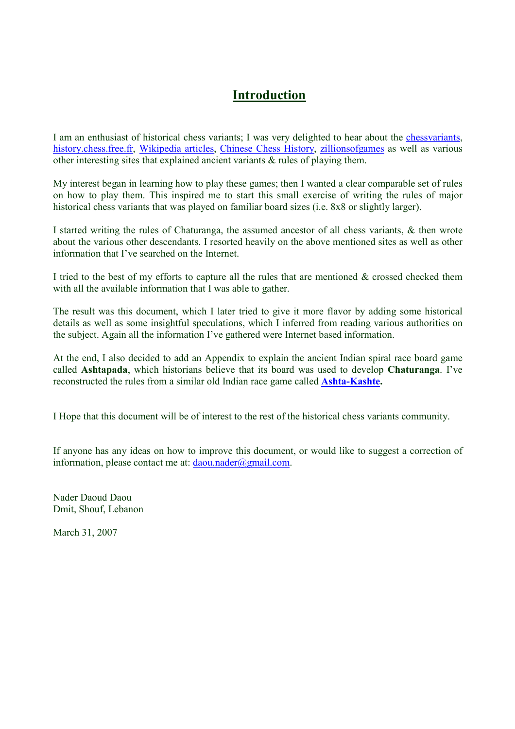# Introduction

I am an enthusiast of historical chess variants; I was very delighted to hear about the chessvariants, history.chess.free.fr, Wikipedia articles, Chinese Chess History, zillionsofgames as well as various other interesting sites that explained ancient variants & rules of playing them.

My interest began in learning how to play these games; then I wanted a clear comparable set of rules on how to play them. This inspired me to start this small exercise of writing the rules of major historical chess variants that was played on familiar board sizes (i.e. 8x8 or slightly larger).

I started writing the rules of Chaturanga, the assumed ancestor of all chess variants, & then wrote about the various other descendants. I resorted heavily on the above mentioned sites as well as other information that I've searched on the Internet.

I tried to the best of my efforts to capture all the rules that are mentioned & crossed checked them with all the available information that I was able to gather.

The result was this document, which I later tried to give it more flavor by adding some historical details as well as some insightful speculations, which I inferred from reading various authorities on the subject. Again all the information I've gathered were Internet based information.

At the end, I also decided to add an Appendix to explain the ancient Indian spiral race board game called **Ashtapada**, which historians believe that its board was used to develop **Chaturanga**. I've reconstructed the rules from a similar old Indian race game called **Ashta-Kashte.**

I Hope that this document will be of interest to the rest of the historical chess variants community.

If anyone has any ideas on how to improve this document, or would like to suggest a correction of information, please contact me at: daou.nader@gmail.com.

Nader Daoud Daou  
Dmit, Shouf, Lebanon

March 31, 2007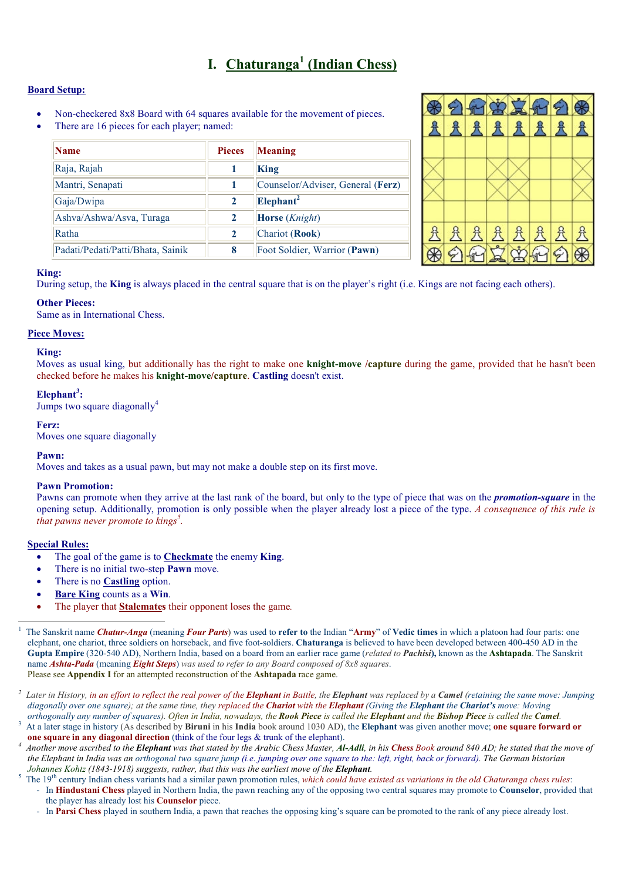# I. Chaturanga[1] (Indian Chess)

**Board Setup:**

- Non-checkered 8x8 Board with 64 squares available for the movement of pieces.
- There are 16 pieces for each player; named:

| Name | Pieces | Meaning |
|---|---|---|
| Raja, Rajah | 1 | **King** |
| Mantri, Senapati | 1 | Counselor/Adviser, General (**Ferz**) |
| Gaja/Dwipa | 2 | **Elephant**[2] |
| Ashva/Ashwa/Asva, Turaga | 2 | **Horse** (*Knight*) |
| Ratha | 2 | Chariot (**Rook**) |
| Padati/Pedati/Patti/Bhata, Sainik | 8 | Foot Soldier, Warrior (**Pawn**) |

**King:**
During setup, the **King** is always placed in the central square that is on the player's right (i.e. Kings are not facing each others).

**Other Pieces:**
Same as in International Chess.

**Piece Moves:**

**King:**
Moves as usual king, but additionally has the right to make one **knight-move /capture** during the game, provided that he hasn't been checked before he makes his **knight-move/capture**. **Castling** doesn't exist.

**Elephant[3]:**
Jumps two square diagonally[4]

**Ferz:**
Moves one square diagonally

**Pawn:**
Moves and takes as a usual pawn, but may not make a double step on its first move.

**Pawn Promotion:**
Pawns can promote when they arrive at the last rank of the board, but only to the type of piece that was on the ***promotion-square*** in the opening setup. Additionally, promotion is only possible when the player already lost a piece of the type. *A consequence of this rule is that pawns never promote to kings*[5].

**Special Rules:**

- The goal of the game is to **Checkmate** the enemy **King**.
- There is no initial two-step **Pawn** move.
- There is no **Castling** option.
- **Bare King** counts as a **Win**.
- The player that **Stalemates** their opponent loses the game.

---

[1] The Sanskrit name ***Chatur-Anga*** (meaning ***Four Parts***) was used to **refer to** the Indian "**Army**" of **Vedic times** in which a platoon had four parts: one elephant, one chariot, three soldiers on horseback, and five foot-soldiers. **Chaturanga** is believed to have been developed between 400-450 AD in the **Gupta Empire** (320-540 AD), Northern India, based on a board from an earlier race game (*related to **Pachisi***), known as the **Ashtapada**. The Sanskrit name ***Ashta-Pada*** (meaning ***Eight Steps***) *was used to refer to any Board composed of 8x8 squares*.
Please see **Appendix I** for an attempted reconstruction of the **Ashtapada** race game.

[2] *Later in History, in an effort to reflect the real power of the **Elephant** in Battle, the **Elephant** was replaced by a **Camel** (retaining the same move: Jumping diagonally over one square); at the same time, they replaced the **Chariot** with the **Elephant** (Giving the **Elephant** the **Chariot's** move: Moving orthogonally any number of squares). Often in India, nowadays, the **Rook Piece** is called the **Elephant** and the **Bishop Piece** is called the **Camel**.*

[3] At a later stage in history (As described by **Biruni** in his **India** book around 1030 AD), the **Elephant** was given another move; **one square forward or one square in any diagonal direction** (think of the four legs & trunk of the elephant).

[4] *Another move ascribed to the **Elephant** was that stated by the Arabic Chess Master, **Al-Adli**, in his **Chess** Book around 840 AD; he stated that the move of the Elephant in India was an orthogonal two square jump (i.e. jumping over one square to the: left, right, back or forward). The German historian Johannes Kohtz (1843-1918) suggests, rather, that this was the earliest move of the **Elephant**.*

[5] The 19th century Indian chess variants had a similar pawn promotion rules, *which could have existed as variations in the old Chaturanga chess rules*:
- In **Hindustani Chess** played in Northern India, the pawn reaching any of the opposing two central squares may promote to **Counselor**, provided that the player has already lost his **Counselor** piece.
- In **Parsi Chess** played in southern India, a pawn that reaches the opposing king's square can be promoted to the rank of any piece already lost.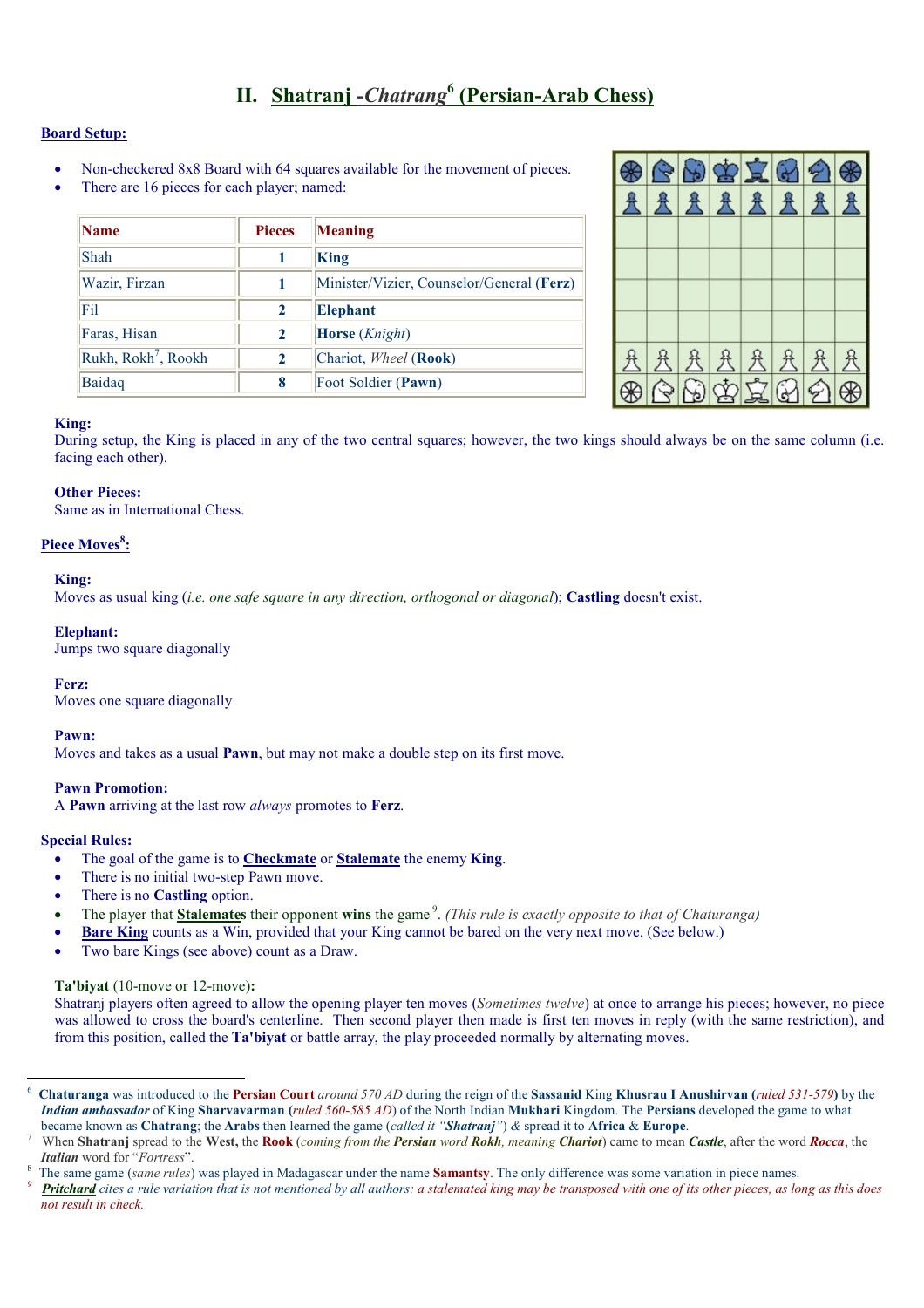## II. Shatranj -*Chatrang*[6] (Persian-Arab Chess)

**Board Setup:**

- Non-checkered 8x8 Board with 64 squares available for the movement of pieces.
- There are 16 pieces for each player; named:

| Name | Pieces | Meaning |
|---|---|---|
| Shah | 1 | **King** |
| Wazir, Firzan | 1 | Minister/Vizier, Counselor/General (**Ferz**) |
| Fil | 2 | **Elephant** |
| Faras, Hisan | 2 | **Horse** (*Knight*) |
| Rukh, Rokh[7], Rookh | 2 | Chariot, *Wheel* (**Rook**) |
| Baidaq | 8 | Foot Soldier (**Pawn**) |

**King:**
During setup, the King is placed in any of the two central squares; however, the two kings should always be on the same column (i.e. facing each other).

**Other Pieces:**
Same as in International Chess.

**Piece Moves[8]:**

**King:**
Moves as usual king (*i.e. one safe square in any direction, orthogonal or diagonal*); **Castling** doesn't exist.

**Elephant:**
Jumps two square diagonally

**Ferz:**
Moves one square diagonally

**Pawn:**
Moves and takes as a usual **Pawn**, but may not make a double step on its first move.

**Pawn Promotion:**
A **Pawn** arriving at the last row *always* promotes to **Ferz**.

**Special Rules:**

- The goal of the game is to **Checkmate** or **Stalemate** the enemy **King**.
- There is no initial two-step Pawn move.
- There is no **Castling** option.
- The player that **Stalemates** their opponent **wins** the game[9]. *(This rule is exactly opposite to that of Chaturanga)*
- **Bare King** counts as a Win, provided that your King cannot be bared on the very next move. (See below.)
- Two bare Kings (see above) count as a Draw.

**Ta'biyat** (10-move or 12-move)**:**
Shatranj players often agreed to allow the opening player ten moves (*Sometimes twelve*) at once to arrange his pieces; however, no piece was allowed to cross the board's centerline. Then second player then made is first ten moves in reply (with the same restriction), and from this position, called the **Ta'biyat** or battle array, the play proceeded normally by alternating moves.

---

[6] **Chaturanga** was introduced to the **Persian Court** *around 570 AD* during the reign of the **Sassanid** King **Khusrau I Anushirvan (***ruled 531-579***)** by the ***Indian ambassador*** of King **Sharvavarman (***ruled 560-585 AD***)** of the North Indian **Mukhari** Kingdom. The **Persians** developed the game to what became known as **Chatrang**; the **Arabs** then learned the game (*called it "**Shatranj**"*) & spread it to **Africa** & **Europe**.

[7] When **Shatranj** spread to the **West**, the **Rook** (*coming from the **Persian** word **Rokh**, meaning **Chariot***) came to mean ***Castle***, after the word ***Rocca***, the ***Italian*** word for "*Fortress*".

[8] The same game (*same rules*) was played in Madagascar under the name **Samantsy**. The only difference was some variation in piece names.

[9] ***Pritchard*** *cites a rule variation that is not mentioned by all authors: a stalemated king may be transposed with one of its other pieces, as long as this does not result in check.*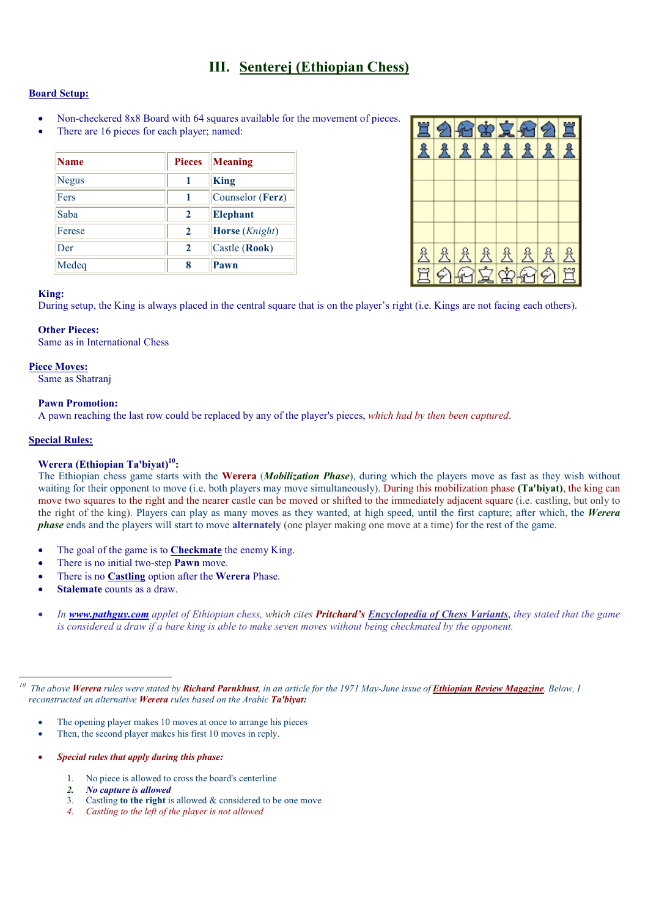## III. Senterej (Ethiopian Chess)

**Board Setup:**

- Non-checkered 8x8 Board with 64 squares available for the movement of pieces.
- There are 16 pieces for each player; named:

| Name | Pieces | Meaning |
|---|---|---|
| Negus | 1 | **King** |
| Fers | 1 | Counselor (**Ferz**) |
| Saba | 2 | **Elephant** |
| Ferese | 2 | **Horse** (*Knight*) |
| Der | 2 | Castle (**Rook**) |
| Medeq | 8 | **Pawn** |

**King:**
During setup, the King is always placed in the central square that is on the player's right (i.e. Kings are not facing each others).

**Other Pieces:**
Same as in International Chess

**Piece Moves:**
Same as Shatranj

**Pawn Promotion:**
A pawn reaching the last row could be replaced by any of the player's pieces, *which had by then been captured*.

**Special Rules:**

**Werera (Ethiopian Ta'biyat)[10]:**
The Ethiopian chess game starts with the **Werera** (***Mobilization Phase***), during which the players move as fast as they wish without waiting for their opponent to move (i.e. both players may move simultaneously). During this mobilization phase **(Ta'biyat)**, the king can move two squares to the right and the nearer castle can be moved or shifted to the immediately adjacent square (i.e. castling, but only to the right of the king). Players can play as many moves as they wanted, at high speed, until the first capture; after which, the ***Werera phase*** ends and the players will start to move **alternately** (one player making one move at a time) for the rest of the game.

- The goal of the game is to **Checkmate** the enemy King.
- There is no initial two-step **Pawn** move.
- There is no **Castling** option after the **Werera** Phase.
- **Stalemate** counts as a draw.

- *In **www.pathguy.com** applet of Ethiopian chess, which cites **Pritchard's Encyclopedia of Chess Variants**, they stated that the game is considered a draw if a bare king is able to make seven moves without being checkmated by the opponent.*

---

[10] *The above **Werera** rules were stated by **Richard Parnkhust**, in an article for the 1971 May-June issue of **Ethiopian Review Magazine**. Below, I reconstructed an alternative **Werera** rules based on the Arabic **Ta'biyat:***

- The opening player makes 10 moves at once to arrange his pieces
- Then, the second player makes his first 10 moves in reply.

- ***Special rules that apply during this phase:***

1. No piece is allowed to cross the board's centerline
2. ***No capture is allowed***
3. Castling **to the right** is allowed & considered to be one move
4. *Castling to the left of the player is not allowed*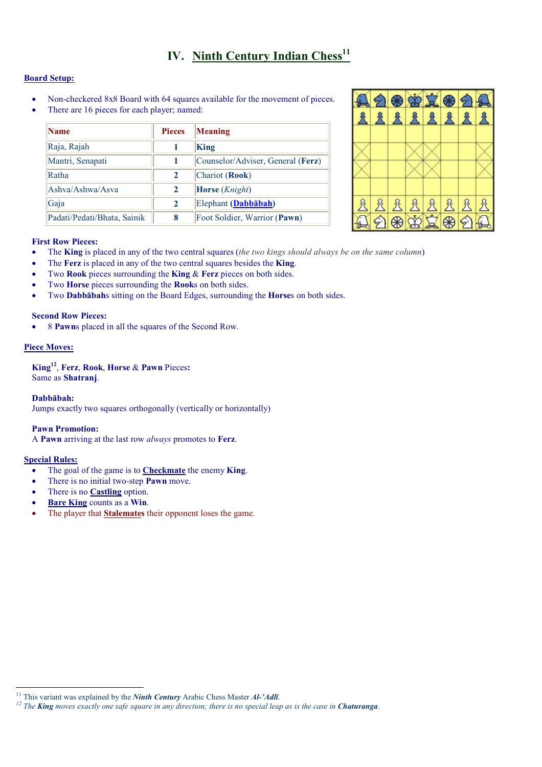# IV. Ninth Century Indian Chess[11]

## Board Setup:

- Non-checkered 8x8 Board with 64 squares available for the movement of pieces.
- There are 16 pieces for each player; named:

| Name | Pieces | Meaning |
|---|---|---|
| Raja, Rajah | 1 | **King** |
| Mantri, Senapati | 1 | Counselor/Adviser, General (**Ferz**) |
| Ratha | 2 | Chariot (**Rook**) |
| Ashva/Ashwa/Asva | 2 | **Horse** (*Knight*) |
| Gaja | 2 | Elephant (**Dabbābah**) |
| Padati/Pedati/Bhata, Sainik | 8 | Foot Soldier, Warrior (**Pawn**) |

**First Row Pieces:**

- The **King** is placed in any of the two central squares (*the two kings should always be on the same column*)
- The **Ferz** is placed in any of the two central squares besides the **King**.
- Two **Rook** pieces surrounding the **King** & **Ferz** pieces on both sides.
- Two **Horse** pieces surrounding the **Rook**s on both sides.
- Two **Dabbābah**s sitting on the Board Edges, surrounding the **Horse**s on both sides.

**Second Row Pieces:**

- 8 **Pawn**s placed in all the squares of the Second Row.

## Piece Moves:

**King**[12], **Ferz**, **Rook**, **Horse** & **Pawn** Pieces:
Same as **Shatranj**.

**Dabbābah:**
Jumps exactly two squares orthogonally (vertically or horizontally)

**Pawn Promotion:**
A **Pawn** arriving at the last row *always* promotes to **Ferz**.

## Special Rules:

- The goal of the game is to **Checkmate** the enemy **King**.
- There is no initial two-step **Pawn** move.
- There is no **Castling** option.
- **Bare King** counts as a **Win**.
- The player that **Stalemates** their opponent loses the game.

---

[11] This variant was explained by the ***Ninth Century*** Arabic Chess Master ***Al-'Adlī***.

[12] *The **King** moves exactly one safe square in any direction; there is no special leap as is the case in **Chaturanga**.*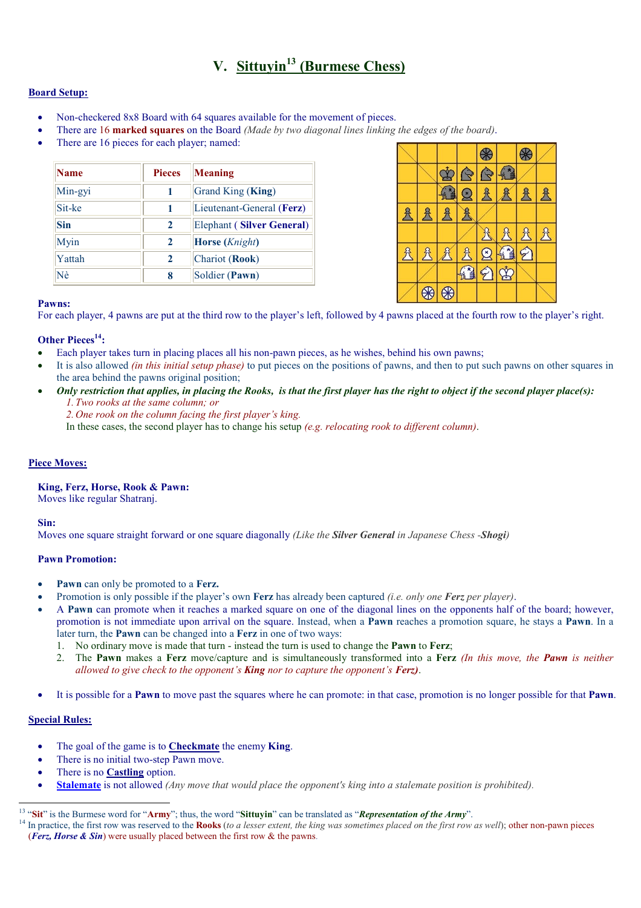# V. Sittuyin[13] (Burmese Chess)

## Board Setup:

- Non-checkered 8x8 Board with 64 squares available for the movement of pieces.
- There are 16 **marked squares** on the Board *(Made by two diagonal lines linking the edges of the board)*.
- There are 16 pieces for each player; named:

| Name | Pieces | Meaning |
|---|---|---|
| Min-gyi | 1 | Grand King (**King**) |
| Sit-ke | 1 | Lieutenant-General (**Ferz**) |
| **Sin** | 2 | Elephant ( **Silver General**) |
| Myin | 2 | **Horse** (*Knight*) |
| Yattah | 2 | Chariot (**Rook**) |
| Nè | 8 | Soldier (**Pawn**) |

### Pawns:
For each player, 4 pawns are put at the third row to the player's left, followed by 4 pawns placed at the fourth row to the player's right.

### Other Pieces[14]:
- Each player takes turn in placing places all his non-pawn pieces, as he wishes, behind his own pawns;
- It is also allowed *(in this initial setup phase)* to put pieces on the positions of pawns, and then to put such pawns on other squares in the area behind the pawns original position;
- ***Only restriction that applies, in placing the Rooks, is that the first player has the right to object if the second player place(s):***
  1. *Two rooks at the same column; or*
  2. *One rook on the column facing the first player's king.*

  In these cases, the second player has to change his setup *(e.g. relocating rook to different column)*.

## Piece Moves:

### King, Ferz, Horse, Rook & Pawn:
Moves like regular Shatranj.

### Sin:
Moves one square straight forward or one square diagonally *(Like the **Silver General** in Japanese Chess -**Shogi**)*

### Pawn Promotion:

- **Pawn** can only be promoted to a **Ferz.**
- Promotion is only possible if the player's own **Ferz** has already been captured *(i.e. only one **Ferz** per player)*.
- A **Pawn** can promote when it reaches a marked square on one of the diagonal lines on the opponents half of the board; however, promotion is not immediate upon arrival on the square. Instead, when a **Pawn** reaches a promotion square, he stays a **Pawn**. In a later turn, the **Pawn** can be changed into a **Ferz** in one of two ways:
  1. No ordinary move is made that turn - instead the turn is used to change the **Pawn** to **Ferz**;
  2. The **Pawn** makes a **Ferz** move/capture and is simultaneously transformed into a **Ferz** *(In this move, the **Pawn** is neither allowed to give check to the opponent's **King** nor to capture the opponent's **Ferz)***.
- It is possible for a **Pawn** to move past the squares where he can promote: in that case, promotion is no longer possible for that **Pawn**.

## Special Rules:

- The goal of the game is to **Checkmate** the enemy **King**.
- There is no initial two-step Pawn move.
- There is no **Castling** option.
- **Stalemate** is not allowed *(Any move that would place the opponent's king into a stalemate position is prohibited)*.

---

[13] "**Sit**" is the Burmese word for "**Army**"; thus, the word "**Sittuyin**" can be translated as "***Representation of the Army***".

[14] In practice, the first row was reserved to the **Rooks** (*to a lesser extent, the king was sometimes placed on the first row as well*); other non-pawn pieces (***Ferz, Horse & Sin***) were usually placed between the first row & the pawns.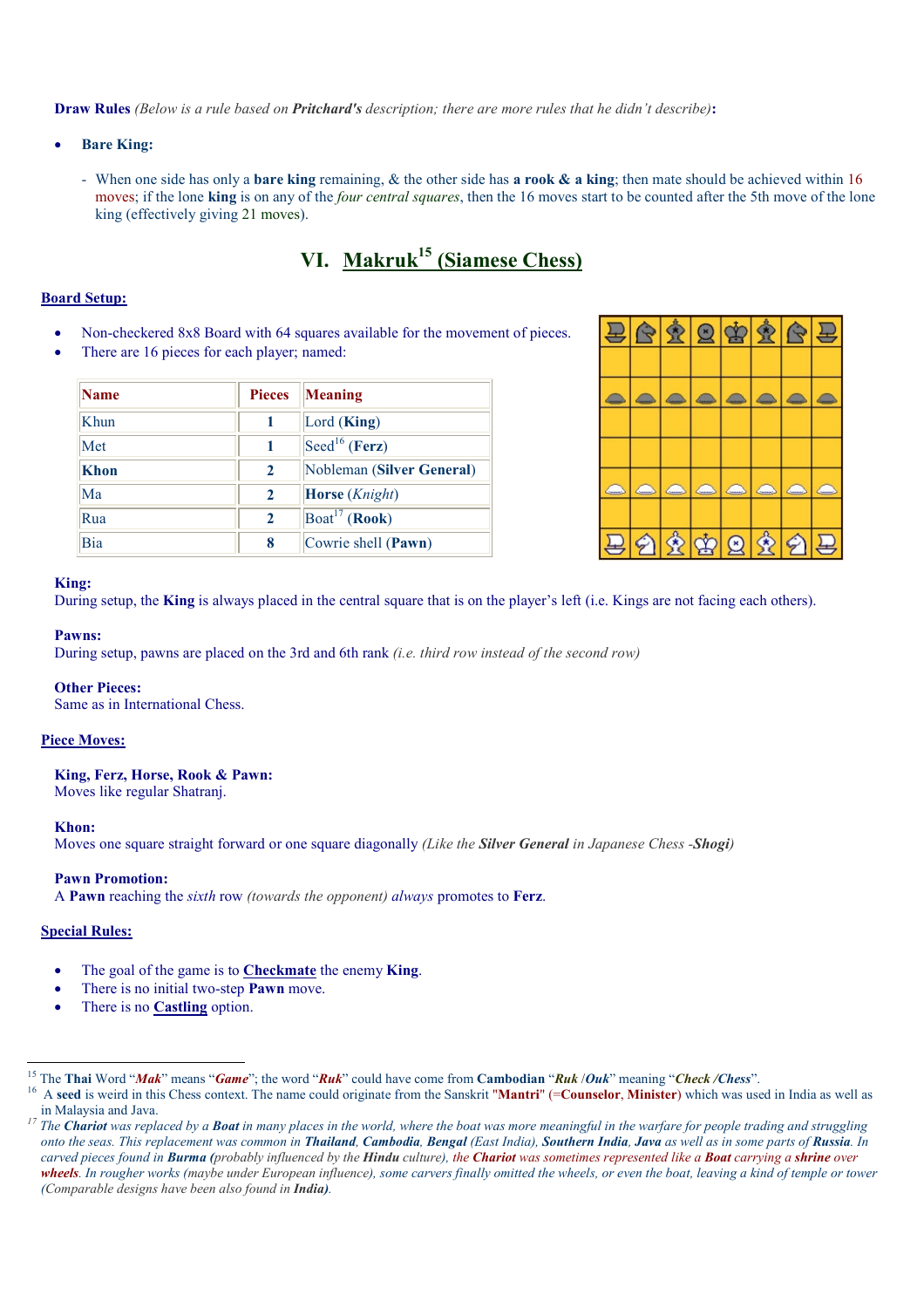**Draw Rules** *(Below is a rule based on **Pritchard's** description; there are more rules that he didn't describe)***:**

- **Bare King:**

  - When one side has only a **bare king** remaining, & the other side has **a rook & a king**; then mate should be achieved within 16 moves; if the lone **king** is on any of the *four central squares*, then the 16 moves start to be counted after the 5th move of the lone king (effectively giving 21 moves).

# VI. Makruk[15] (Siamese Chess)

## Board Setup:

- Non-checkered 8x8 Board with 64 squares available for the movement of pieces.
- There are 16 pieces for each player; named:

| Name | Pieces | Meaning |
|---|---|---|
| Khun | 1 | Lord (**King**) |
| Met | 1 | Seed[16] (**Ferz**) |
| **Khon** | 2 | Nobleman (**Silver General**) |
| Ma | 2 | **Horse** (*Knight*) |
| Rua | 2 | Boat[17] (**Rook**) |
| Bia | 8 | Cowrie shell (**Pawn**) |

**King:**
During setup, the **King** is always placed in the central square that is on the player's left (i.e. Kings are not facing each others).

**Pawns:**
During setup, pawns are placed on the 3rd and 6th rank *(i.e. third row instead of the second row)*

**Other Pieces:**
Same as in International Chess.

## Piece Moves:

**King, Ferz, Horse, Rook & Pawn:**
Moves like regular Shatranj.

**Khon:**
Moves one square straight forward or one square diagonally *(Like the **Silver General** in Japanese Chess -**Shogi**)*

**Pawn Promotion:**
A **Pawn** reaching the *sixth* row *(towards the opponent) always* promotes to **Ferz**.

## Special Rules:

- The goal of the game is to **Checkmate** the enemy **King**.
- There is no initial two-step **Pawn** move.
- There is no **Castling** option.

---

[15] The **Thai** Word "***Mak***" means "***Game***"; the word "***Ruk***" could have come from **Cambodian** "***Ruk*** /***Ouk***" meaning "***Check /Chess***".

[16] A **seed** is weird in this Chess context. The name could originate from the Sanskrit **"Mantri"** (=**Counselor**, **Minister**) which was used in India as well as in Malaysia and Java.

[17] *The **Chariot** was replaced by a **Boat** in many places in the world, where the boat was more meaningful in the warfare for people trading and struggling onto the seas. This replacement was common in **Thailand**, **Cambodia**, **Bengal** (East India), **Southern India**, **Java** as well as in some parts of **Russia**. In carved pieces found in **Burma** (probably influenced by the **Hindu** culture), the **Chariot** was sometimes represented like a **Boat** carrying a **shrine** over **wheels**. In rougher works (maybe under European influence), some carvers finally omitted the wheels, or even the boat, leaving a kind of temple or tower (Comparable designs have been also found in **India**).*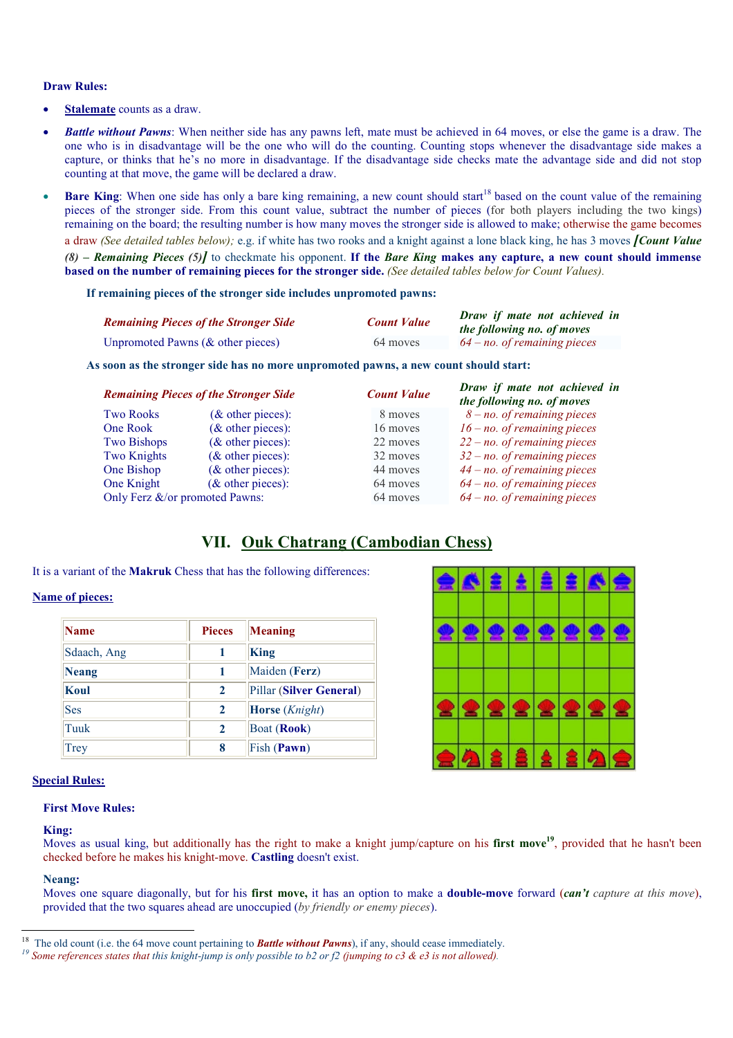**Draw Rules:**

- **Stalemate** counts as a draw.
- ***Battle without Pawns***: When neither side has any pawns left, mate must be achieved in 64 moves, or else the game is a draw. The one who is in disadvantage will be the one who will do the counting. Counting stops whenever the disadvantage side makes a capture, or thinks that he's no more in disadvantage. If the disadvantage side checks mate the advantage side and did not stop counting at that move, the game will be declared a draw.
- **Bare King**: When one side has only a bare king remaining, a new count should start[18] based on the count value of the remaining pieces of the stronger side. From this count value, subtract the number of pieces (for both players including the two kings) remaining on the board; the resulting number is how many moves the stronger side is allowed to make; otherwise the game becomes a draw *(See detailed tables below)*; e.g. if white has two rooks and a knight against a lone black king, he has 3 moves ***[Count Value (8) – Remaining Pieces (5)]*** to checkmate his opponent. **If the *Bare King* makes any capture, a new count should immense based on the number of remaining pieces for the stronger side.** *(See detailed tables below for Count Values).*

**If remaining pieces of the stronger side includes unpromoted pawns:**

| *Remaining Pieces of the Stronger Side* | *Count Value* | *Draw if mate not achieved in the following no. of moves* |
|---|---|---|
| Unpromoted Pawns (& other pieces) | 64 moves | *64 – no. of remaining pieces* |

**As soon as the stronger side has no more unpromoted pawns, a new count should start:**

| *Remaining Pieces of the Stronger Side* | | *Count Value* | *Draw if mate not achieved in the following no. of moves* |
|---|---|---|---|
| Two Rooks | (& other pieces): | 8 moves | *8 – no. of remaining pieces* |
| One Rook | (& other pieces): | 16 moves | *16 – no. of remaining pieces* |
| Two Bishops | (& other pieces): | 22 moves | *22 – no. of remaining pieces* |
| Two Knights | (& other pieces): | 32 moves | *32 – no. of remaining pieces* |
| One Bishop | (& other pieces): | 44 moves | *44 – no. of remaining pieces* |
| One Knight | (& other pieces): | 64 moves | *64 – no. of remaining pieces* |
| Only Ferz &/or promoted Pawns: | | 64 moves | *64 – no. of remaining pieces* |

## VII. Ouk Chatrang (Cambodian Chess)

It is a variant of the **Makruk** Chess that has the following differences:

**Name of pieces:**

| Name | Pieces | Meaning |
|---|---|---|
| Sdaach, Ang | 1 | **King** |
| **Neang** | 1 | Maiden (**Ferz**) |
| **Koul** | 2 | Pillar (**Silver General**) |
| Ses | 2 | **Horse** (*Knight*) |
| Tuuk | 2 | Boat (**Rook**) |
| Trey | 8 | Fish (**Pawn**) |

**Special Rules:**

**First Move Rules:**

**King:**
Moves as usual king, but additionally has the right to make a knight jump/capture on his **first move**[19], provided that he hasn't been checked before he makes his knight-move. **Castling** doesn't exist.

**Neang:**
Moves one square diagonally, but for his **first move,** it has an option to make a **double-move** forward (***can't*** *capture at this move*), provided that the two squares ahead are unoccupied (*by friendly or enemy pieces*).

---

[18] The old count (i.e. the 64 move count pertaining to ***Battle without Pawns***), if any, should cease immediately.

[19] *Some references states that this knight-jump is only possible to b2 or f2 (jumping to c3 & e3 is not allowed).*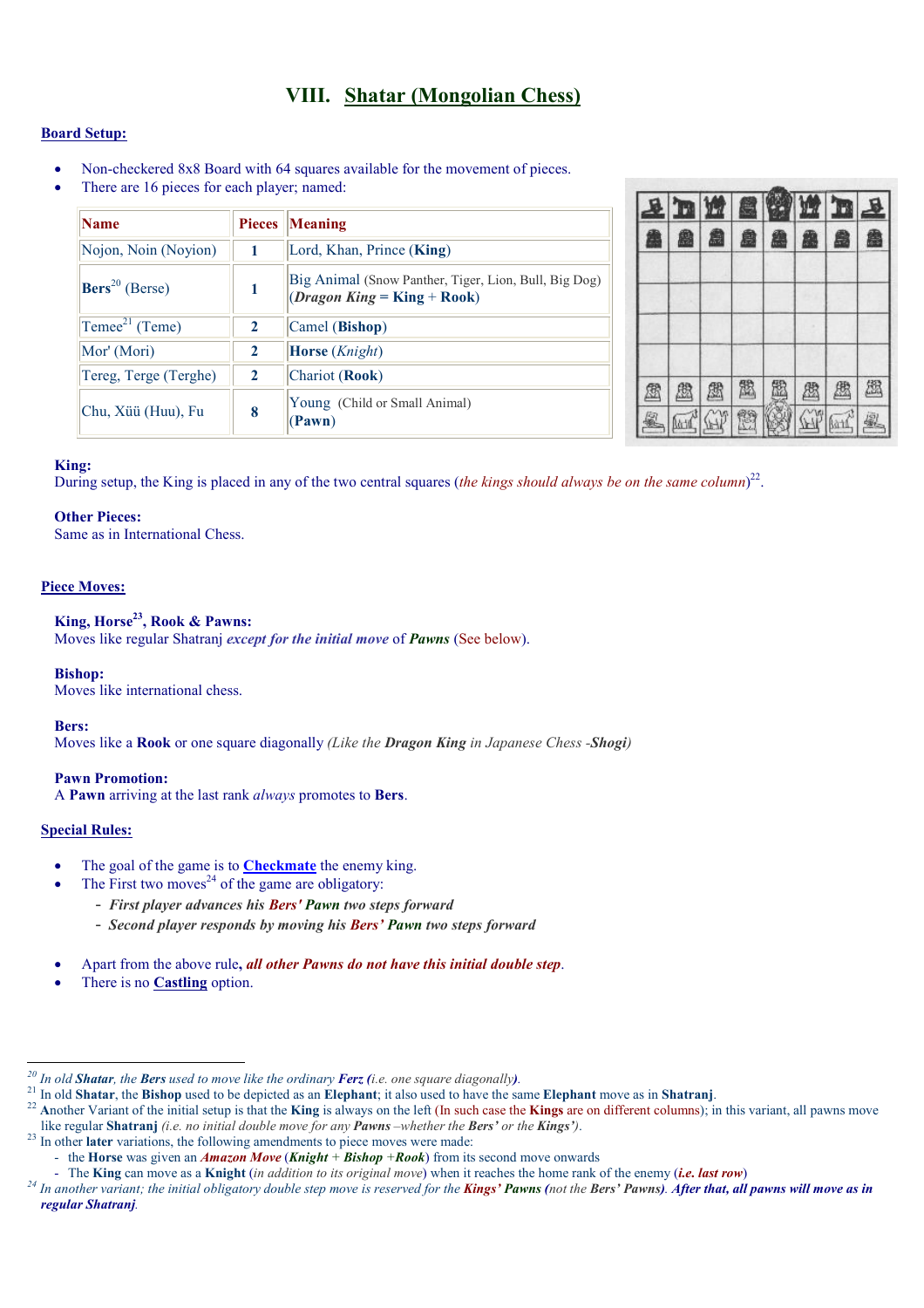# VIII. Shatar (Mongolian Chess)

## Board Setup:

- Non-checkered 8x8 Board with 64 squares available for the movement of pieces.
- There are 16 pieces for each player; named:

| Name | Pieces | Meaning |
|---|---|---|
| Nojon, Noin (Noyion) | 1 | Lord, Khan, Prince (**King**) |
| **Bers**[20] (Berse) | 1 | Big Animal (Snow Panther, Tiger, Lion, Bull, Big Dog) (***Dragon King*** = **King** + **Rook**) |
| Temee[21] (Teme) | 2 | Camel (**Bishop**) |
| Mor' (Mori) | 2 | **Horse** (*Knight*) |
| Tereg, Terge (Terghe) | 2 | Chariot (**Rook**) |
| Chu, Xüü (Huu), Fu | 8 | Young (Child or Small Animal) (**Pawn**) |

**King:**
During setup, the King is placed in any of the two central squares (*the kings should always be on the same column*)[22].

**Other Pieces:**
Same as in International Chess.

## Piece Moves:

**King, Horse[23], Rook & Pawns:**
Moves like regular Shatranj *except for the initial move* of ***Pawns*** (See below).

**Bishop:**
Moves like international chess.

**Bers:**
Moves like a **Rook** or one square diagonally *(Like the **Dragon King** in Japanese Chess -**Shogi**)*

**Pawn Promotion:**
A **Pawn** arriving at the last rank *always* promotes to **Bers**.

## Special Rules:

- The goal of the game is to **Checkmate** the enemy king.
- The First two moves[24] of the game are obligatory:
  - ***First player advances his Bers' Pawn two steps forward***
  - ***Second player responds by moving his Bers' Pawn two steps forward***
- Apart from the above rule**, *all other Pawns do not have this initial double step***.
- There is no **Castling** option.

---

[20] *In old **Shatar**, the **Bers** used to move like the ordinary **Ferz** (i.e. one square diagonally).*

[21] In old **Shatar**, the **Bishop** used to be depicted as an **Elephant**; it also used to have the same **Elephant** move as in **Shatranj**.

[22] Another Variant of the initial setup is that the **King** is always on the left (In such case the **Kings** are on different columns); in this variant, all pawns move like regular **Shatranj** *(i.e. no initial double move for any **Pawns** –whether the **Bers'** or the **Kings'**)*.

[23] In other **later** variations, the following amendments to piece moves were made:
- the **Horse** was given an ***Amazon Move*** (***Knight*** + ***Bishop*** +***Rook***) from its second move onwards
- The **King** can move as a **Knight** (*in addition to its original move*) when it reaches the home rank of the enemy (***i.e. last row***)

[24] *In another variant; the initial obligatory double step move is reserved for the **Kings' Pawns** (not the **Bers' Pawns**). **After that, all pawns will move as in regular Shatranj**.*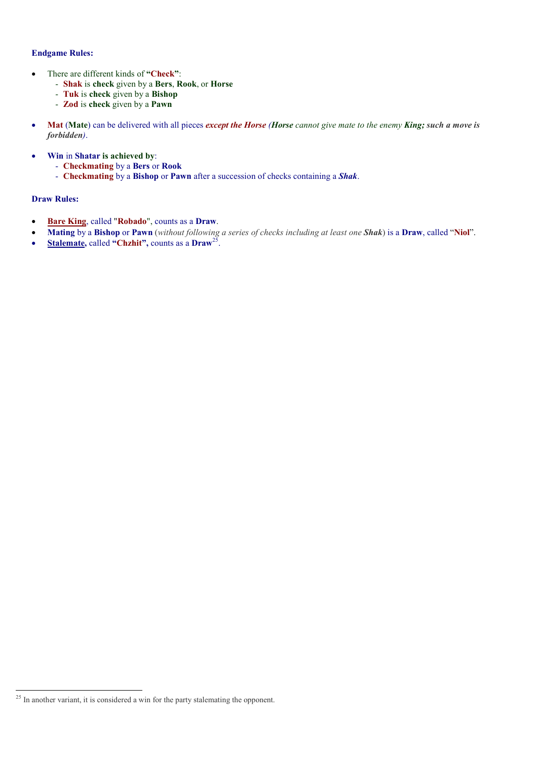**Endgame Rules:**

- There are different kinds of **"Check"**:
  - **Shak** is **check** given by a **Bers**, **Rook**, or **Horse**
  - **Tuk** is **check** given by a **Bishop**
  - **Zod** is **check** given by a **Pawn**

- **Mat** (**Mate**) can be delivered with all pieces ***except the Horse*** *(**Horse** cannot give mate to the enemy **King; such a move is forbidden**)*.

- **Win** in **Shatar is achieved by**:
  - **Checkmating** by a **Bers** or **Rook**
  - **Checkmating** by a **Bishop** or **Pawn** after a succession of checks containing a ***Shak***.

**Draw Rules:**

- **Bare King**, called "**Robado**", counts as a **Draw**.
- **Mating** by a **Bishop** or **Pawn** (*without following a series of checks including at least one **Shak***) is a **Draw**, called "**Niol**".
- **Stalemate,** called **"Chzhit",** counts as a **Draw**[25].

---

[25] In another variant, it is considered a win for the party stalemating the opponent.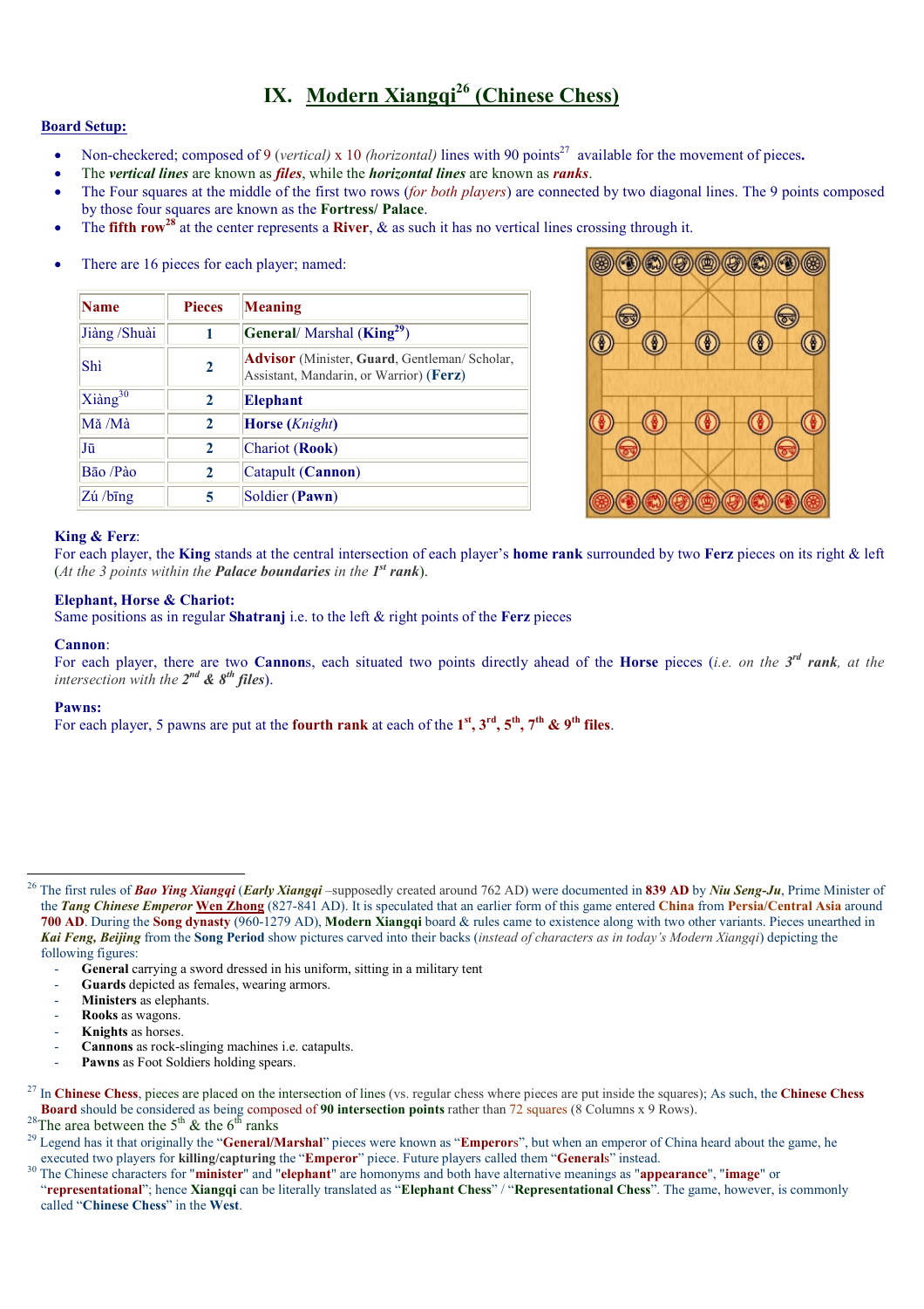# IX. Modern Xiangqi[26] (Chinese Chess)

**Board Setup:**

- Non-checkered; composed of 9 (*vertical*) x 10 (*horizontal*) lines with 90 points[27] available for the movement of pieces.
- The ***vertical lines*** are known as ***files***, while the ***horizontal lines*** are known as ***ranks***.
- The Four squares at the middle of the first two rows (*for both players*) are connected by two diagonal lines. The 9 points composed by those four squares are known as the **Fortress/ Palace**.
- The **fifth row**[28] at the center represents a **River**, & as such it has no vertical lines crossing through it.

- There are 16 pieces for each player; named:

| Name | Pieces | Meaning |
|---|---|---|
| Jiàng /Shuài | 1 | **General**/ Marshal (**King**[29]) |
| Shì | 2 | **Advisor** (Minister, **Guard**, Gentleman/ Scholar, Assistant, Mandarin, or Warrior) (**Ferz**) |
| Xiàng[30] | 2 | **Elephant** |
| Mă /Mà | 2 | **Horse** (***Knight***) |
| Jū | 2 | Chariot (**Rook**) |
| Bāo /Pào | 2 | Catapult (**Cannon**) |
| Zú /bīng | 5 | Soldier (**Pawn**) |

**King & Ferz**:
For each player, the **King** stands at the central intersection of each player's **home rank** surrounded by two **Ferz** pieces on its right & left (*At the 3 points within the **Palace boundaries** in the **1st** rank*).

**Elephant, Horse & Chariot:**
Same positions as in regular **Shatranj** i.e. to the left & right points of the **Ferz** pieces

**Cannon**:
For each player, there are two **Cannon**s, each situated two points directly ahead of the **Horse** pieces (*i.e. on the **3rd** rank, at the intersection with the **2nd** & **8th** files*).

**Pawns:**
For each player, 5 pawns are put at the **fourth rank** at each of the **1st, 3rd, 5th, 7th & 9th files**.

---

[26] The first rules of ***Bao Ying Xiangqi*** (***Early Xiangqi*** –supposedly created around 762 AD) were documented in **839 AD** by ***Niu Seng-Ju***, Prime Minister of the ***Tang Chinese Emperor*** **Wen Zhong** (827-841 AD). It is speculated that an earlier form of this game entered **China** from **Persia/Central Asia** around **700 AD**. During the **Song dynasty** (960-1279 AD), **Modern Xiangqi** board & rules came to existence along with two other variants. Pieces unearthed in ***Kai Feng, Beijing*** from the **Song Period** show pictures carved into their backs (*instead of characters as in today's Modern Xiangqi*) depicting the following figures:

- **General** carrying a sword dressed in his uniform, sitting in a military tent
- **Guards** depicted as females, wearing armors.
- **Ministers** as elephants.
- **Rooks** as wagons.
- **Knights** as horses.
- **Cannons** as rock-slinging machines i.e. catapults.
- **Pawns** as Foot Soldiers holding spears.

[27] In **Chinese Chess**, pieces are placed on the intersection of lines (vs. regular chess where pieces are put inside the squares); As such, the **Chinese Chess Board** should be considered as being composed of **90 intersection points** rather than 72 squares (8 Columns x 9 Rows).

[28] The area between the 5th & the 6th ranks

[29] Legend has it that originally the "**General/Marshal**" pieces were known as "**Emperors**", but when an emperor of China heard about the game, he executed two players for **killing/capturing** the "**Emperor**" piece. Future players called them "**Generals**" instead.

[30] The Chinese characters for "**minister**" and "**elephant**" are homonyms and both have alternative meanings as "**appearance**", "**image**" or "**representational**"; hence **Xiangqi** can be literally translated as "**Elephant Chess**" / "**Representational Chess**". The game, however, is commonly called "**Chinese Chess**" in the **West**.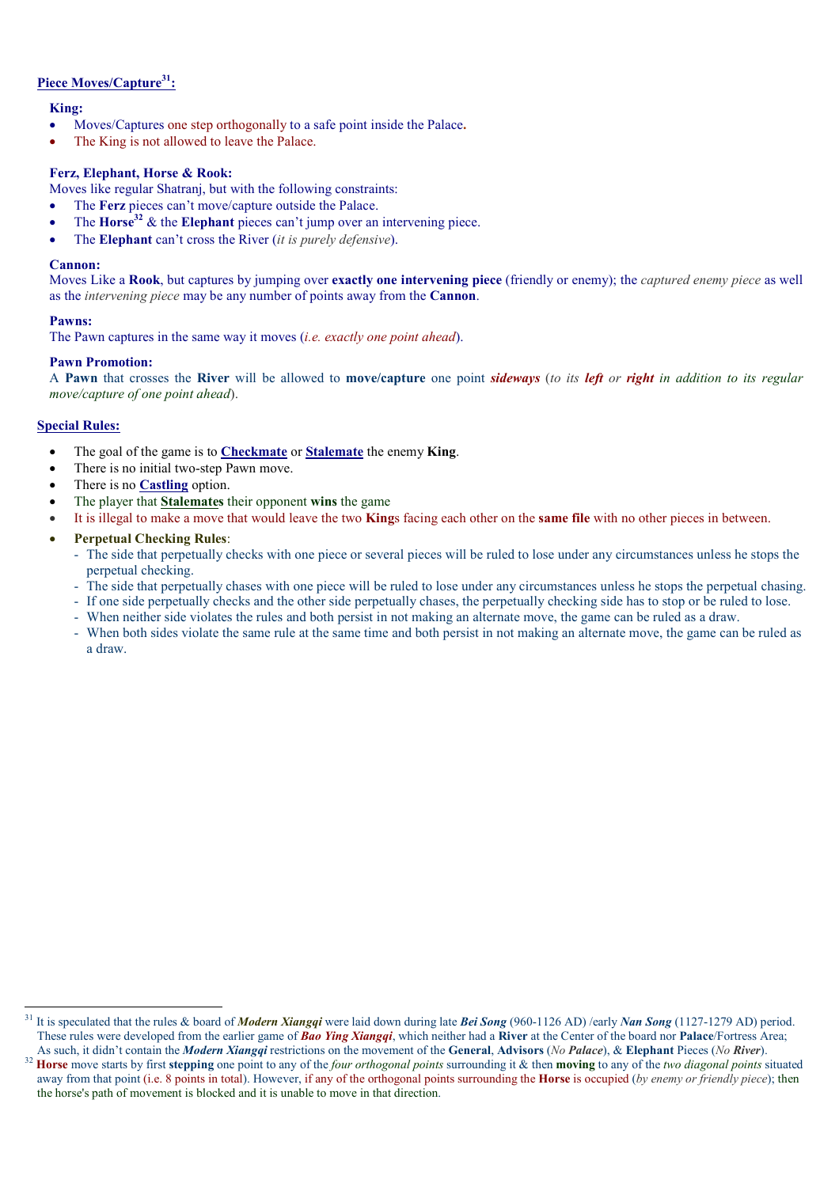## Piece Moves/Capture[31]:

**King:**

- Moves/Captures one step orthogonally to a safe point inside the Palace**.**
- The King is not allowed to leave the Palace.

**Ferz, Elephant, Horse & Rook:**

Moves like regular Shatranj, but with the following constraints:

- The **Ferz** pieces can't move/capture outside the Palace.
- The **Horse**[32] & the **Elephant** pieces can't jump over an intervening piece.
- The **Elephant** can't cross the River (*it is purely defensive*).

**Cannon:**

Moves Like a **Rook**, but captures by jumping over **exactly one intervening piece** (friendly or enemy); the *captured enemy piece* as well as the *intervening piece* may be any number of points away from the **Cannon**.

**Pawns:**

The Pawn captures in the same way it moves (*i.e. exactly one point ahead*).

**Pawn Promotion:**

A **Pawn** that crosses the **River** will be allowed to **move/capture** one point ***sideways*** (*to its **left** or **right** in addition to its regular move/capture of one point ahead*).

## Special Rules:

- The goal of the game is to **Checkmate** or **Stalemate** the enemy **King**.
- There is no initial two-step Pawn move.
- There is no **Castling** option.
- The player that **Stalemates** their opponent **wins** the game
- It is illegal to make a move that would leave the two **King**s facing each other on the **same file** with no other pieces in between.
- **Perpetual Checking Rules**:
  - The side that perpetually checks with one piece or several pieces will be ruled to lose under any circumstances unless he stops the perpetual checking.
  - The side that perpetually chases with one piece will be ruled to lose under any circumstances unless he stops the perpetual chasing.
  - If one side perpetually checks and the other side perpetually chases, the perpetually checking side has to stop or be ruled to lose.
  - When neither side violates the rules and both persist in not making an alternate move, the game can be ruled as a draw.
  - When both sides violate the same rule at the same time and both persist in not making an alternate move, the game can be ruled as a draw.

---

[31] It is speculated that the rules & board of ***Modern Xiangqi*** were laid down during late ***Bei Song*** (960-1126 AD) /early ***Nan Song*** (1127-1279 AD) period. These rules were developed from the earlier game of ***Bao Ying Xiangqi***, which neither had a **River** at the Center of the board nor **Palace**/Fortress Area; As such, it didn't contain the ***Modern Xiangqi*** restrictions on the movement of the **General**, **Advisors** (*No **Palace***), & **Elephant** Pieces (*No **River***).

[32] **Horse** move starts by first **stepping** one point to any of the *four orthogonal points* surrounding it & then **moving** to any of the *two diagonal points* situated away from that point (i.e. 8 points in total). However, if any of the orthogonal points surrounding the **Horse** is occupied (*by enemy or friendly piece*); then the horse's path of movement is blocked and it is unable to move in that direction.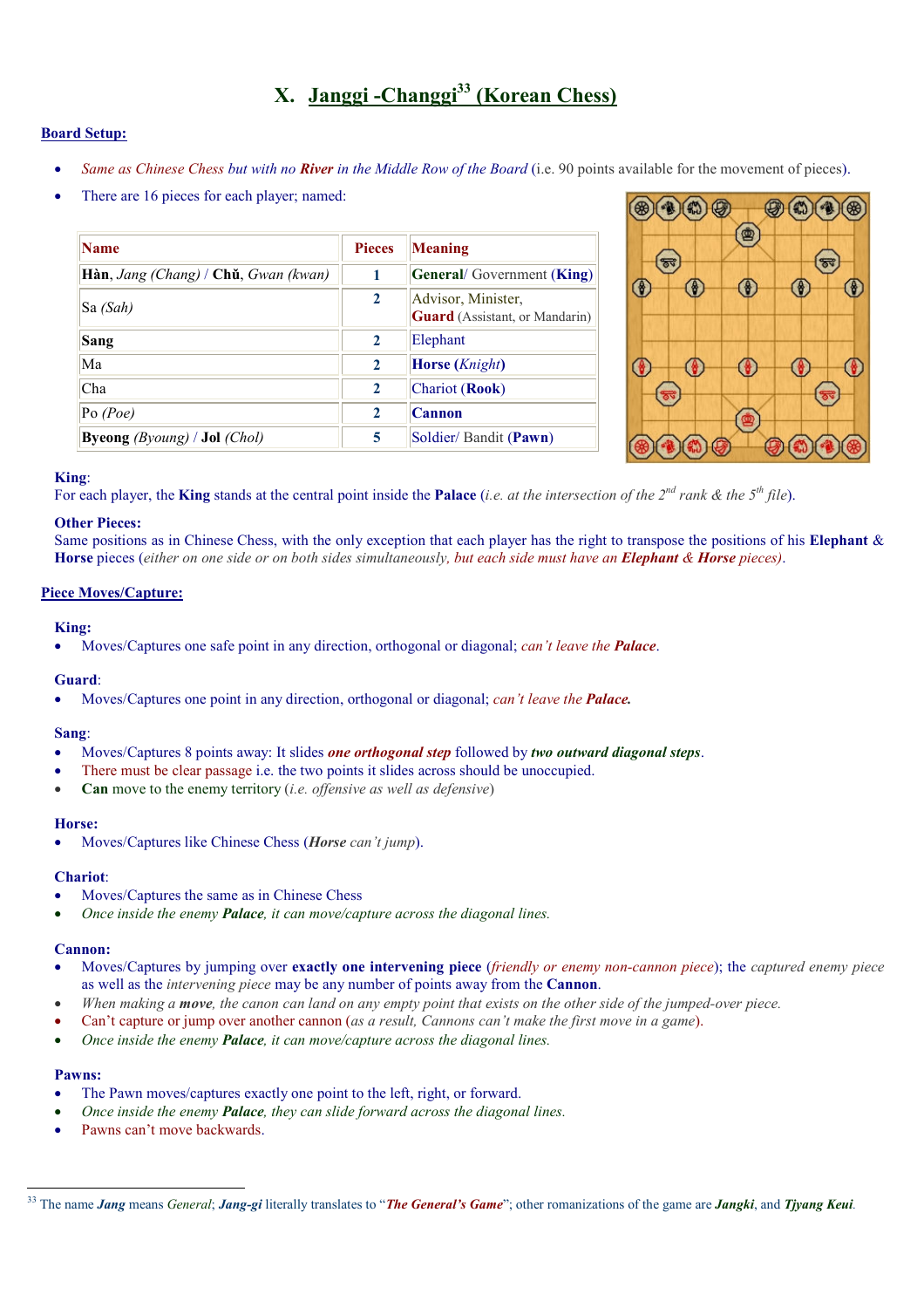# X. Janggi -Changgi[33] (Korean Chess)

**Board Setup:**

- *Same as Chinese Chess but with no **River** in the Middle Row of the Board* (i.e. 90 points available for the movement of pieces).
- There are 16 pieces for each player; named:

| Name | Pieces | Meaning |
|---|---|---|
| **Hàn**, *Jang (Chang)* / **Chǔ**, *Gwan (kwan)* | 1 | **General**/ Government (**King**) |
| Sa *(Sah)* | 2 | Advisor, Minister, **Guard** (Assistant, or Mandarin) |
| **Sang** | 2 | Elephant |
| Ma | 2 | **Horse** (***Knight***) |
| Cha | 2 | Chariot (**Rook**) |
| Po *(Poe)* | 2 | **Cannon** |
| **Byeong** *(Byoung)* / **Jol** *(Chol)* | 5 | Soldier/ Bandit (**Pawn**) |

**King**:
For each player, the **King** stands at the central point inside the **Palace** (*i.e. at the intersection of the 2nd rank & the 5th file*).

**Other Pieces:**
Same positions as in Chinese Chess, with the only exception that each player has the right to transpose the positions of his **Elephant** & **Horse** pieces (*either on one side or on both sides simultaneously, but each side must have an **Elephant** & **Horse** pieces)*.

**Piece Moves/Capture:**

**King:**
- Moves/Captures one safe point in any direction, orthogonal or diagonal; *can't leave the **Palace***.

**Guard**:
- Moves/Captures one point in any direction, orthogonal or diagonal; *can't leave the **Palace.***

**Sang**:
- Moves/Captures 8 points away: It slides ***one orthogonal step*** followed by ***two outward diagonal steps***.
- There must be clear passage i.e. the two points it slides across should be unoccupied.
- **Can** move to the enemy territory (*i.e. offensive as well as defensive*)

**Horse:**
- Moves/Captures like Chinese Chess (***Horse** can't jump*).

**Chariot**:
- Moves/Captures the same as in Chinese Chess
- *Once inside the enemy **Palace**, it can move/capture across the diagonal lines.*

**Cannon:**
- Moves/Captures by jumping over **exactly one intervening piece** (*friendly or enemy non-cannon piece*); the *captured enemy piece* as well as the *intervening piece* may be any number of points away from the **Cannon**.
- *When making a **move**, the canon can land on any empty point that exists on the other side of the jumped-over piece.*
- Can't capture or jump over another cannon (*as a result, Cannons can't make the first move in a game*).
- *Once inside the enemy **Palace**, it can move/capture across the diagonal lines.*

**Pawns:**
- The Pawn moves/captures exactly one point to the left, right, or forward.
- *Once inside the enemy **Palace**, they can slide forward across the diagonal lines.*
- Pawns can't move backwards.

---

[33] The name ***Jang*** means *General*; ***Jang-gi*** literally translates to "***The General's Game***"; other romanizations of the game are ***Jangki***, and ***Tjyang Keui***.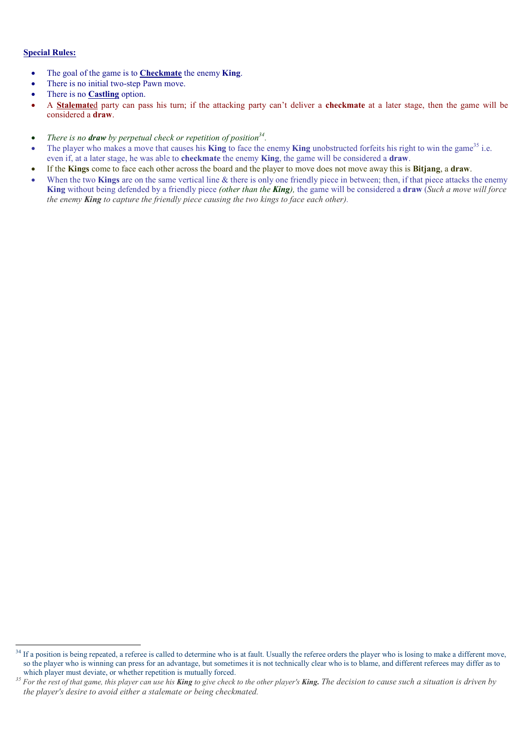**Special Rules:**

- The goal of the game is to **Checkmate** the enemy **King**.
- There is no initial two-step Pawn move.
- There is no **Castling** option.
- A **Stalemate**d party can pass his turn; if the attacking party can't deliver a **checkmate** at a later stage, then the game will be considered a **draw**.

- *There is no **draw** by perpetual check or repetition of position*[34].
- The player who makes a move that causes his **King** to face the enemy **King** unobstructed forfeits his right to win the game[35] i.e. even if, at a later stage, he was able to **checkmate** the enemy **King**, the game will be considered a **draw**.
- If the **Kings** come to face each other across the board and the player to move does not move away this is **Bitjang**, a **draw**.
- When the two **Kings** are on the same vertical line & there is only one friendly piece in between; then, if that piece attacks the enemy **King** without being defended by a friendly piece *(other than the **King**)*, the game will be considered a **draw** (*Such a move will force the enemy **King** to capture the friendly piece causing the two kings to face each other).*

---

[34] If a position is being repeated, a referee is called to determine who is at fault. Usually the referee orders the player who is losing to make a different move, so the player who is winning can press for an advantage, but sometimes it is not technically clear who is to blame, and different referees may differ as to which player must deviate, or whether repetition is mutually forced.

[35] *For the rest of that game, this player can use his **King** to give check to the other player's **King**. The decision to cause such a situation is driven by the player's desire to avoid either a stalemate or being checkmated.*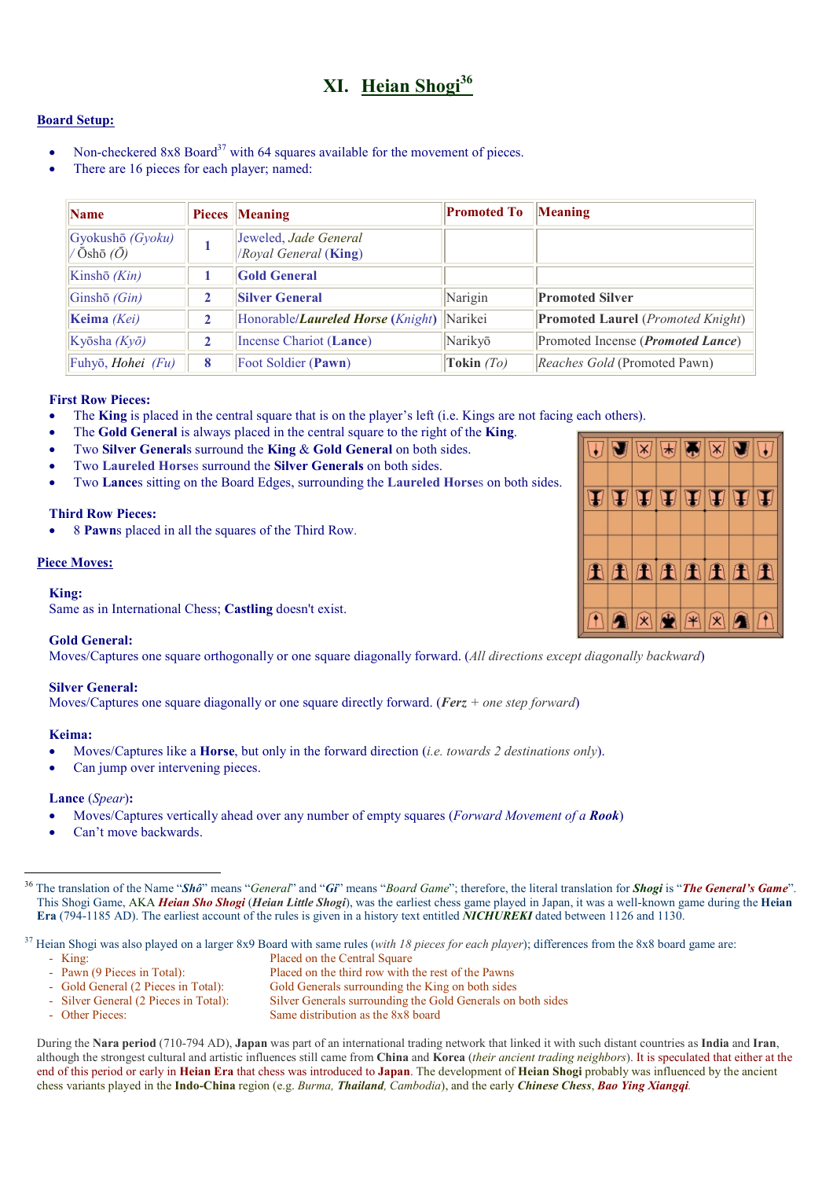# XI. Heian Shogi[36]

## Board Setup:

- Non-checkered 8x8 Board[37] with 64 squares available for the movement of pieces.
- There are 16 pieces for each player; named:

| Name | Pieces | Meaning | Promoted To | Meaning |
|---|---|---|---|---|
| Gyokushō *(Gyoku)* / Ōshō *(Ō)* | 1 | Jeweled, *Jade General* /*Royal General* (**King**) | | |
| Kinshō *(Kin)* | 1 | **Gold General** | | |
| Ginshō *(Gin)* | 2 | **Silver General** | Narigin | **Promoted Silver** |
| **Keima** *(Kei)* | 2 | Honorable/***Laureled Horse*** (*Knight*) | Narikei | **Promoted Laurel** (*Promoted Knight*) |
| Kyōsha *(Kyō)* | 2 | Incense Chariot (**Lance**) | Narikyō | Promoted Incense (***Promoted Lance***) |
| Fuhyō, *Hohei* *(Fu)* | 8 | Foot Soldier (**Pawn**) | **Tokin** *(To)* | *Reaches Gold* (Promoted Pawn) |

### First Row Pieces:

- The **King** is placed in the central square that is on the player's left (i.e. Kings are not facing each others).
- The **Gold General** is always placed in the central square to the right of the **King**.
- Two **Silver General**s surround the **King** & **Gold General** on both sides.
- Two **Laureled Horse**s surround the **Silver Generals** on both sides.
- Two **Lance**s sitting on the Board Edges, surrounding the **Laureled Horse**s on both sides.

### Third Row Pieces:

- 8 **Pawn**s placed in all the squares of the Third Row.

## Piece Moves:

### King:

Same as in International Chess; **Castling** doesn't exist.

### Gold General:

Moves/Captures one square orthogonally or one square diagonally forward. (*All directions except diagonally backward*)

### Silver General:

Moves/Captures one square diagonally or one square directly forward. (***Ferz*** *+ one step forward*)

### Keima:

- Moves/Captures like a **Horse**, but only in the forward direction (*i.e. towards 2 destinations only*).
- Can jump over intervening pieces.

### Lance (*Spear*):

- Moves/Captures vertically ahead over any number of empty squares (*Forward Movement of a* ***Rook***)
- Can't move backwards.

---

[36] The translation of the Name "***Shô***" means "*General*" and "***Gi***" means "*Board Game*"; therefore, the literal translation for ***Shogi*** is "***The General's Game***". This Shogi Game, AKA ***Heian Sho Shogi*** (***Heian Little Shogi***), was the earliest chess game played in Japan, it was a well-known game during the **Heian Era** (794-1185 AD). The earliest account of the rules is given in a history text entitled ***NICHUREKI*** dated between 1126 and 1130.

[37] Heian Shogi was also played on a larger 8x9 Board with same rules (*with 18 pieces for each player*); differences from the 8x8 board game are:

- King: Placed on the Central Square
- Pawn (9 Pieces in Total): Placed on the third row with the rest of the Pawns
- Gold General (2 Pieces in Total): Gold Generals surrounding the King on both sides
- Silver General (2 Pieces in Total): Silver Generals surrounding the Gold Generals on both sides
- Other Pieces: Same distribution as the 8x8 board

During the **Nara period** (710-794 AD), **Japan** was part of an international trading network that linked it with such distant countries as **India** and **Iran**, although the strongest cultural and artistic influences still came from **China** and **Korea** (*their ancient trading neighbors*). It is speculated that either at the end of this period or early in **Heian Era** that chess was introduced to **Japan**. The development of **Heian Shogi** probably was influenced by the ancient chess variants played in the **Indo-China** region (e.g. *Burma*, ***Thailand***, *Cambodia*), and the early ***Chinese Chess***, ***Bao Ying Xiangqi***.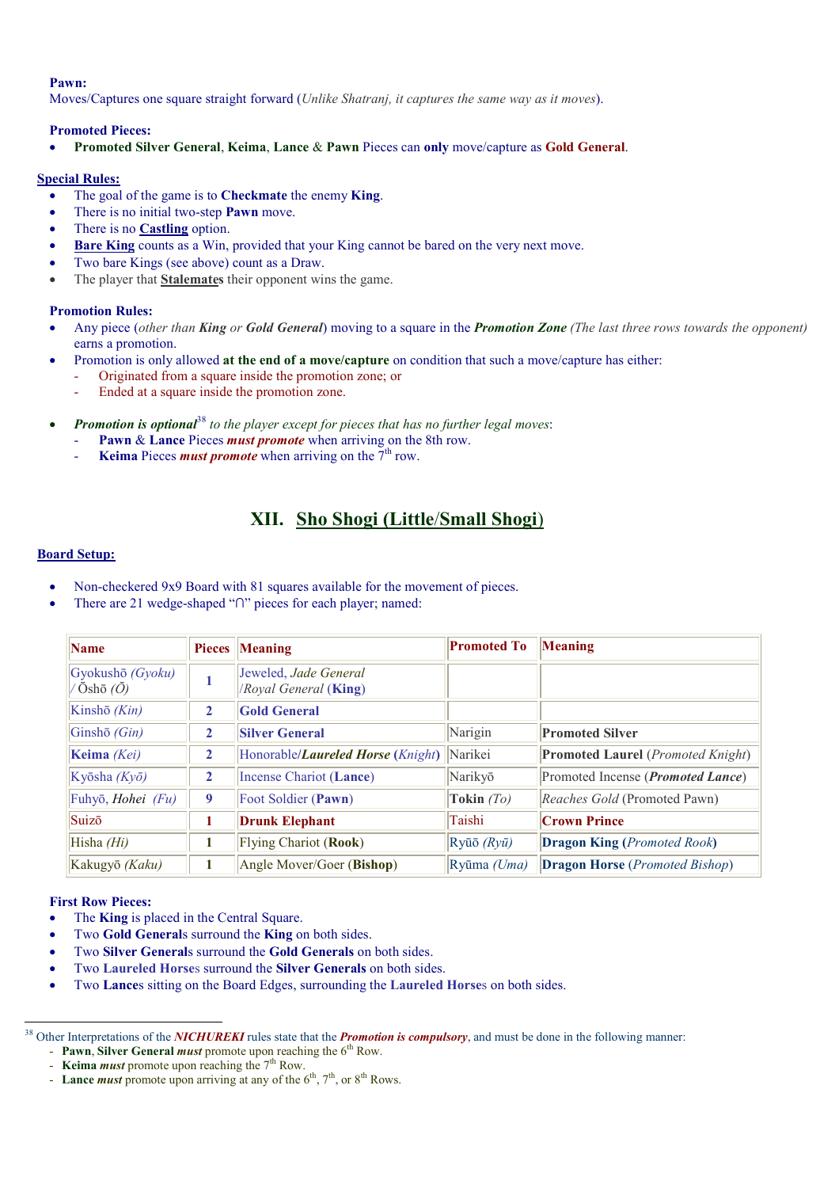**Pawn:**
Moves/Captures one square straight forward (*Unlike Shatranj, it captures the same way as it moves*).

**Promoted Pieces:**

- **Promoted Silver General**, **Keima**, **Lance** & **Pawn** Pieces can **only** move/capture as **Gold General**.

**Special Rules:**

- The goal of the game is to **Checkmate** the enemy **King**.
- There is no initial two-step **Pawn** move.
- There is no **Castling** option.
- **Bare King** counts as a Win, provided that your King cannot be bared on the very next move.
- Two bare Kings (see above) count as a Draw.
- The player that **Stalemates** their opponent wins the game.

**Promotion Rules:**

- Any piece (*other than **King** or **Gold General***) moving to a square in the ***Promotion Zone*** (*The last three rows towards the opponent*) earns a promotion.
- Promotion is only allowed **at the end of a move/capture** on condition that such a move/capture has either:
  - Originated from a square inside the promotion zone; or
  - Ended at a square inside the promotion zone.

- ***Promotion is optional***[38] *to the player except for pieces that has no further legal moves*:
  - **Pawn** & **Lance** Pieces ***must promote*** when arriving on the 8th row.
  - **Keima** Pieces ***must promote*** when arriving on the 7th row.

## XII. Sho Shogi (Little/Small Shogi)

**Board Setup:**

- Non-checkered 9x9 Board with 81 squares available for the movement of pieces.
- There are 21 wedge-shaped "∩" pieces for each player; named:

| Name | Pieces | Meaning | Promoted To | Meaning |
|---|---|---|---|---|
| Gyokushō *(Gyoku)* / Ōshō *(Ō)* | 1 | *Jeweled, Jade General /Royal General* (**King**) | | |
| Kinshō *(Kin)* | 2 | **Gold General** | | |
| Ginshō *(Gin)* | 2 | **Silver General** | Narigin | **Promoted Silver** |
| **Keima** *(Kei)* | 2 | Honorable/***Laureled Horse*** (*Knight*) | Narikei | **Promoted Laurel** (*Promoted Knight*) |
| Kyōsha *(Kyō)* | 2 | Incense Chariot (**Lance**) | Narikyō | Promoted Incense (***Promoted Lance***) |
| Fuhyō, Hohei *(Fu)* | 9 | Foot Soldier (**Pawn**) | **Tokin** *(To)* | *Reaches Gold* (Promoted Pawn) |
| Suizō | 1 | **Drunk Elephant** | Taishi | **Crown Prince** |
| Hisha *(Hi)* | 1 | Flying Chariot (**Rook**) | Ryūō *(Ryū)* | **Dragon King (***Promoted Rook***)** |
| Kakugyō *(Kaku)* | 1 | Angle Mover/Goer (**Bishop**) | Ryūma *(Uma)* | **Dragon Horse** (*Promoted Bishop*) |

**First Row Pieces:**

- The **King** is placed in the Central Square.
- Two **Gold General**s surround the **King** on both sides.
- Two **Silver General**s surround the **Gold Generals** on both sides.
- Two **Laureled Horse**s surround the **Silver Generals** on both sides.
- Two **Lance**s sitting on the Board Edges, surrounding the **Laureled Horse**s on both sides.

---

[38] Other Interpretations of the ***NICHUREKI*** rules state that the ***Promotion is compulsory***, and must be done in the following manner:
- **Pawn**, **Silver General** ***must*** promote upon reaching the 6th Row.
- **Keima** ***must*** promote upon reaching the 7th Row.
- **Lance** ***must*** promote upon arriving at any of the 6th, 7th, or 8th Rows.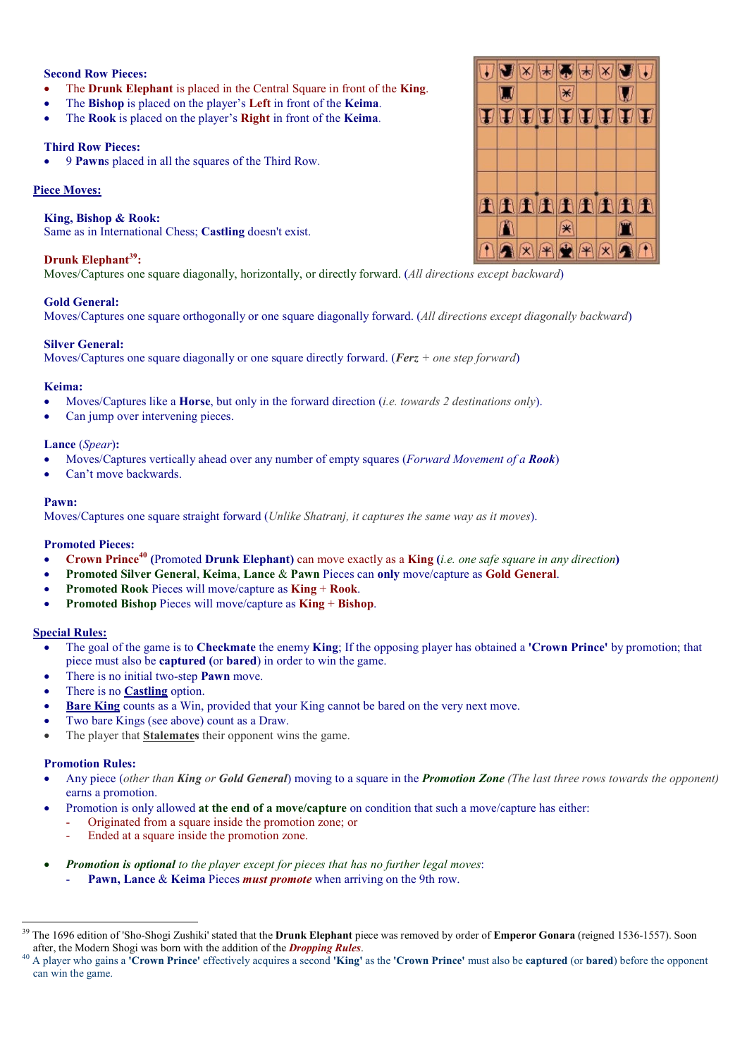**Second Row Pieces:**

- The **Drunk Elephant** is placed in the Central Square in front of the **King**.
- The **Bishop** is placed on the player's **Left** in front of the **Keima**.
- The **Rook** is placed on the player's **Right** in front of the **Keima**.

**Third Row Pieces:**

- 9 **Pawn**s placed in all the squares of the Third Row.

## Piece Moves:

**King, Bishop & Rook:**
Same as in International Chess; **Castling** doesn't exist.

**Drunk Elephant**[39]**:**
Moves/Captures one square diagonally, horizontally, or directly forward. (*All directions except backward*)

**Gold General:**
Moves/Captures one square orthogonally or one square diagonally forward. (*All directions except diagonally backward*)

**Silver General:**
Moves/Captures one square diagonally or one square directly forward. (***Ferz*** *+ one step forward*)

**Keima:**

- Moves/Captures like a **Horse**, but only in the forward direction (*i.e. towards 2 destinations only*).
- Can jump over intervening pieces.

**Lance** (*Spear*)**:**

- Moves/Captures vertically ahead over any number of empty squares (*Forward Movement of a* ***Rook***)
- Can't move backwards.

**Pawn:**
Moves/Captures one square straight forward (*Unlike Shatranj, it captures the same way as it moves*).

**Promoted Pieces:**

- **Crown Prince**[40] (Promoted **Drunk Elephant**) can move exactly as a **King** (*i.e. one safe square in any direction*)
- **Promoted Silver General**, **Keima**, **Lance** & **Pawn** Pieces can **only** move/capture as **Gold General**.
- **Promoted Rook** Pieces will move/capture as **King** + **Rook**.
- **Promoted Bishop** Pieces will move/capture as **King** + **Bishop**.

## Special Rules:

- The goal of the game is to **Checkmate** the enemy **King**; If the opposing player has obtained a **'Crown Prince'** by promotion; that piece must also be **captured** (or **bared**) in order to win the game.
- There is no initial two-step **Pawn** move.
- There is no **Castling** option.
- **Bare King** counts as a Win, provided that your King cannot be bared on the very next move.
- Two bare Kings (see above) count as a Draw.
- The player that **Stalemates** their opponent wins the game.

**Promotion Rules:**

- Any piece (*other than* ***King*** *or* ***Gold General***) moving to a square in the ***Promotion Zone*** *(The last three rows towards the opponent)* earns a promotion.
- Promotion is only allowed **at the end of a move/capture** on condition that such a move/capture has either:
  - Originated from a square inside the promotion zone; or
  - Ended at a square inside the promotion zone.

- ***Promotion is optional*** *to the player except for pieces that has no further legal moves*:
  - **Pawn, Lance** & **Keima** Pieces ***must promote*** when arriving on the 9th row.

---

[39] The 1696 edition of 'Sho-Shogi Zushiki' stated that the **Drunk Elephant** piece was removed by order of **Emperor Gonara** (reigned 1536-1557). Soon after, the Modern Shogi was born with the addition of the ***Dropping Rules***.

[40] A player who gains a **'Crown Prince'** effectively acquires a second **'King'** as the **'Crown Prince'** must also be **captured** (or **bared**) before the opponent can win the game.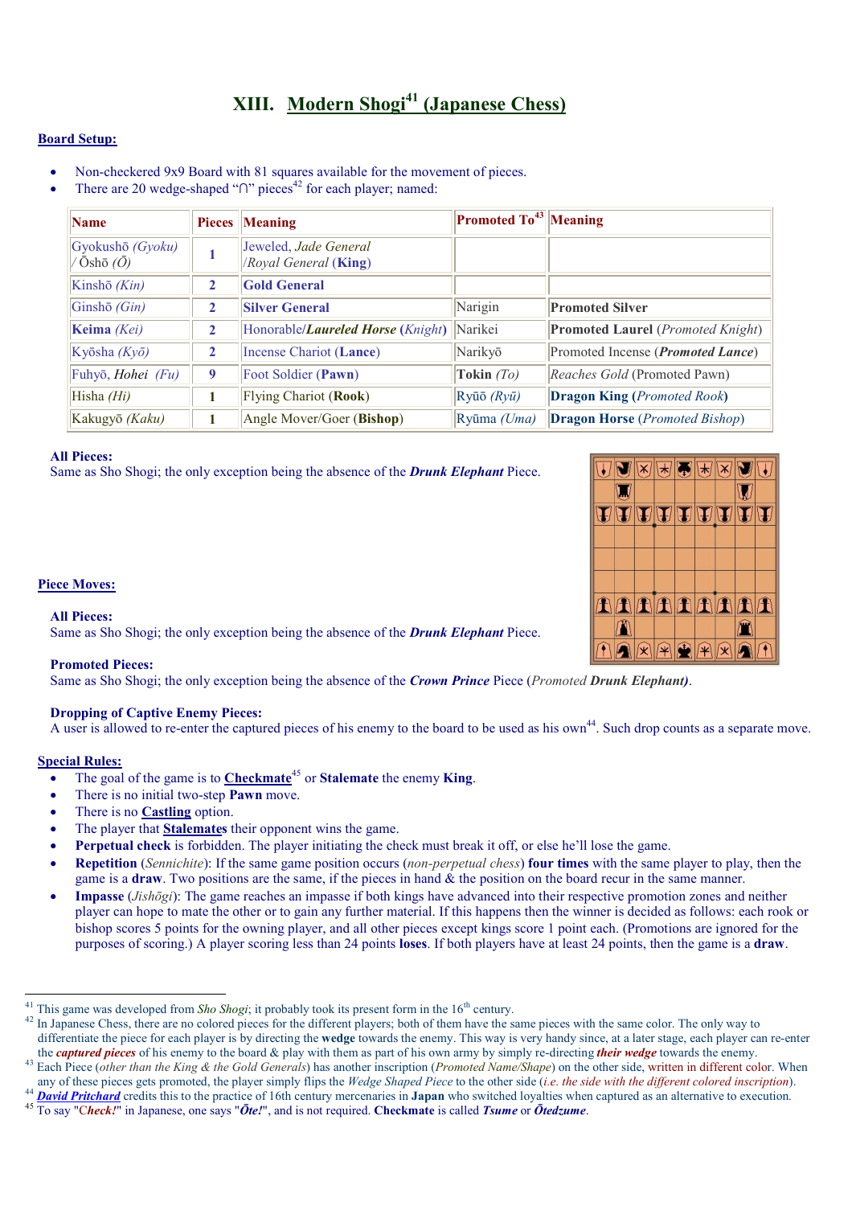# XIII. Modern Shogi[41] (Japanese Chess)

## Board Setup:

- Non-checkered 9x9 Board with 81 squares available for the movement of pieces.
- There are 20 wedge-shaped "∩" pieces[42] for each player; named:

| Name | Pieces | Meaning | Promoted To[43] | Meaning |
|---|---|---|---|---|
| Gyokushō *(Gyoku)* / Ōshō *(Ō)* | 1 | Jeweled, *Jade General* /*Royal General* (**King**) | | |
| Kinshō *(Kin)* | 2 | **Gold General** | | |
| Ginshō *(Gin)* | 2 | **Silver General** | Narigin | **Promoted Silver** |
| **Keima** *(Kei)* | 2 | Honorable/***Laureled Horse*** (*Knight*) | Narikei | **Promoted Laurel** (*Promoted Knight*) |
| Kyōsha *(Kyō)* | 2 | Incense Chariot (**Lance**) | Narikyō | Promoted Incense (***Promoted Lance***) |
| Fuhyō, *Hohei* *(Fu)* | 9 | Foot Soldier (**Pawn**) | **Tokin** *(To)* | *Reaches Gold* (Promoted Pawn) |
| Hisha *(Hi)* | 1 | Flying Chariot (**Rook**) | Ryūō *(Ryū)* | **Dragon King** (*Promoted Rook*) |
| Kakugyō *(Kaku)* | 1 | Angle Mover/Goer (**Bishop**) | Ryūma *(Uma)* | **Dragon Horse** (*Promoted Bishop*) |

**All Pieces:**
Same as Sho Shogi; the only exception being the absence of the ***Drunk Elephant*** Piece.

## Piece Moves:

**All Pieces:**
Same as Sho Shogi; the only exception being the absence of the ***Drunk Elephant*** Piece.

**Promoted Pieces:**
Same as Sho Shogi; the only exception being the absence of the ***Crown Prince*** Piece (*Promoted* ***Drunk Elephant)***.

**Dropping of Captive Enemy Pieces:**
A user is allowed to re-enter the captured pieces of his enemy to the board to be used as his own[44]. Such drop counts as a separate move.

## Special Rules:

- The goal of the game is to **Checkmate**[45] or **Stalemate** the enemy **King**.
- There is no initial two-step **Pawn** move.
- There is no **Castling** option.
- The player that **Stalemates** their opponent wins the game.
- **Perpetual check** is forbidden. The player initiating the check must break it off, or else he'll lose the game.
- **Repetition** (*Sennichite*): If the same game position occurs (*non-perpetual chess*) **four times** with the same player to play, then the game is a **draw**. Two positions are the same, if the pieces in hand & the position on the board recur in the same manner.
- **Impasse** (*Jishōgi*): The game reaches an impasse if both kings have advanced into their respective promotion zones and neither player can hope to mate the other or to gain any further material. If this happens then the winner is decided as follows: each rook or bishop scores 5 points for the owning player, and all other pieces except kings score 1 point each. (Promotions are ignored for the purposes of scoring.) A player scoring less than 24 points **loses**. If both players have at least 24 points, then the game is a **draw**.

---

[41] This game was developed from *Sho Shogi*; it probably took its present form in the 16th century.

[42] In Japanese Chess, there are no colored pieces for the different players; both of them have the same pieces with the same color. The only way to differentiate the piece for each player is by directing the **wedge** towards the enemy. This way is very handy since, at a later stage, each player can re-enter the ***captured pieces*** of his enemy to the board & play with them as part of his own army by simply re-directing ***their wedge*** towards the enemy.

[43] Each Piece (*other than the King & the Gold Generals*) has another inscription (*Promoted Name/Shape*) on the other side, written in different color. When any of these pieces gets promoted, the player simply flips the *Wedge Shaped Piece* to the other side (*i.e. the side with the different colored inscription*).

[44] ***David Pritchard*** credits this to the practice of 16th century mercenaries in **Japan** who switched loyalties when captured as an alternative to execution.

[45] To say "**Check!**" in Japanese, one says "***Ōte!***", and is not required. **Checkmate** is called ***Tsume*** or ***Ōtedzume***.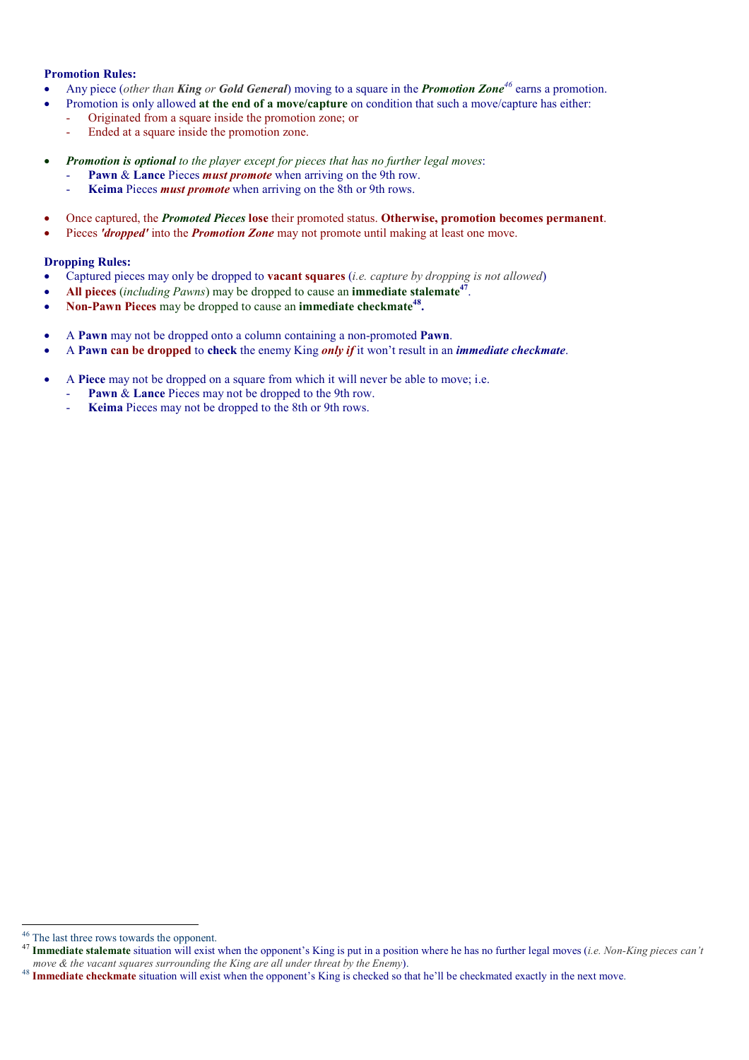**Promotion Rules:**

- Any piece (*other than **King** or **Gold General***) moving to a square in the ***Promotion Zone***[46] earns a promotion.
- Promotion is only allowed **at the end of a move/capture** on condition that such a move/capture has either:
  - Originated from a square inside the promotion zone; or
  - Ended at a square inside the promotion zone.

- ***Promotion is optional*** *to the player except for pieces that has no further legal moves*:
  - **Pawn** & **Lance** Pieces ***must promote*** when arriving on the 9th row.
  - **Keima** Pieces ***must promote*** when arriving on the 8th or 9th rows.

- Once captured, the ***Promoted Pieces*** **lose** their promoted status. **Otherwise, promotion becomes permanent**.
- Pieces ***'dropped'*** into the ***Promotion Zone*** may not promote until making at least one move.

**Dropping Rules:**

- Captured pieces may only be dropped to **vacant squares** (*i.e. capture by dropping is not allowed*)
- **All pieces** (*including Pawns*) may be dropped to cause an **immediate stalemate**[47].
- **Non-Pawn Pieces** may be dropped to cause an **immediate checkmate**[48]**.**

- A **Pawn** may not be dropped onto a column containing a non-promoted **Pawn**.
- A **Pawn can be dropped** to **check** the enemy King ***only if*** it won't result in an ***immediate checkmate***.

- A **Piece** may not be dropped on a square from which it will never be able to move; i.e.
  - **Pawn** & **Lance** Pieces may not be dropped to the 9th row.
  - **Keima** Pieces may not be dropped to the 8th or 9th rows.

---

[46] The last three rows towards the opponent.

[47] **Immediate stalemate** situation will exist when the opponent's King is put in a position where he has no further legal moves (*i.e. Non-King pieces can't move & the vacant squares surrounding the King are all under threat by the Enemy*).

[48] **Immediate checkmate** situation will exist when the opponent's King is checked so that he'll be checkmated exactly in the next move.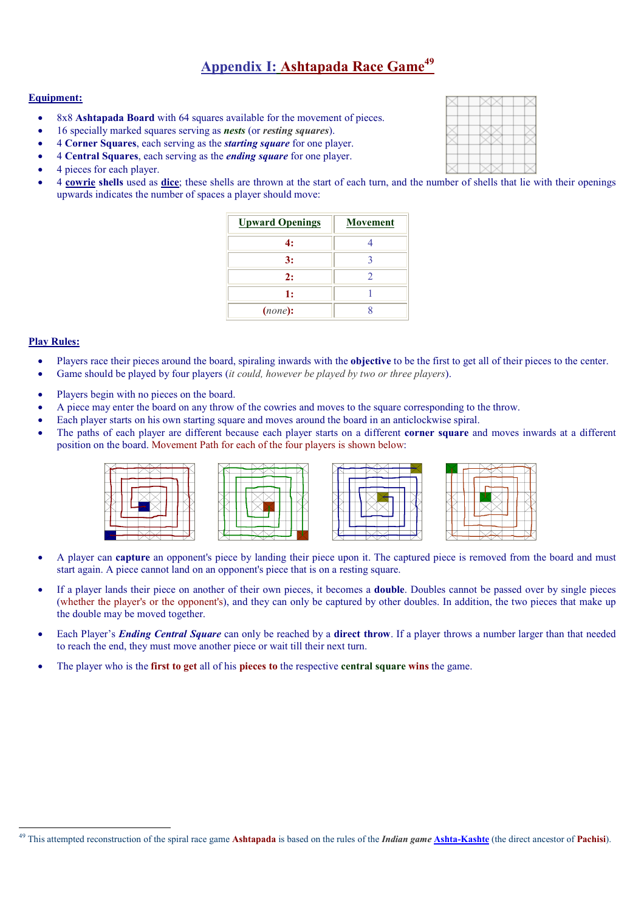# Appendix I: Ashtapada Race Game[49]

## Equipment:

- 8x8 **Ashtapada Board** with 64 squares available for the movement of pieces.
- 16 specially marked squares serving as ***nests*** (or ***resting squares***).
- 4 **Corner Squares**, each serving as the ***starting square*** for one player.
- 4 **Central Squares**, each serving as the ***ending square*** for one player.
- 4 pieces for each player.
- 4 **cowrie shells** used as **dice**; these shells are thrown at the start of each turn, and the number of shells that lie with their openings upwards indicates the number of spaces a player should move:

| Upward Openings | Movement |
|---|---|
| **4:** | 4 |
| **3:** | 3 |
| **2:** | 2 |
| **1:** | 1 |
| (*none*)**:** | 8 |

## Play Rules:

- Players race their pieces around the board, spiraling inwards with the **objective** to be the first to get all of their pieces to the center.
- Game should be played by four players (*it could, however be played by two or three players*).

- Players begin with no pieces on the board.
- A piece may enter the board on any throw of the cowries and moves to the square corresponding to the throw.
- Each player starts on his own starting square and moves around the board in an anticlockwise spiral.
- The paths of each player are different because each player starts on a different **corner square** and moves inwards at a different position on the board. Movement Path for each of the four players is shown below:

- A player can **capture** an opponent's piece by landing their piece upon it. The captured piece is removed from the board and must start again. A piece cannot land on an opponent's piece that is on a resting square.

- If a player lands their piece on another of their own pieces, it becomes a **double**. Doubles cannot be passed over by single pieces (whether the player's or the opponent's), and they can only be captured by other doubles. In addition, the two pieces that make up the double may be moved together.

- Each Player's ***Ending Central Square*** can only be reached by a **direct throw**. If a player throws a number larger than that needed to reach the end, they must move another piece or wait till their next turn.

- The player who is the **first to get** all of his **pieces to** the respective **central square wins** the game.

---

[49] This attempted reconstruction of the spiral race game **Ashtapada** is based on the rules of the ***Indian game*** **Ashta-Kashte** (the direct ancestor of **Pachisi**).